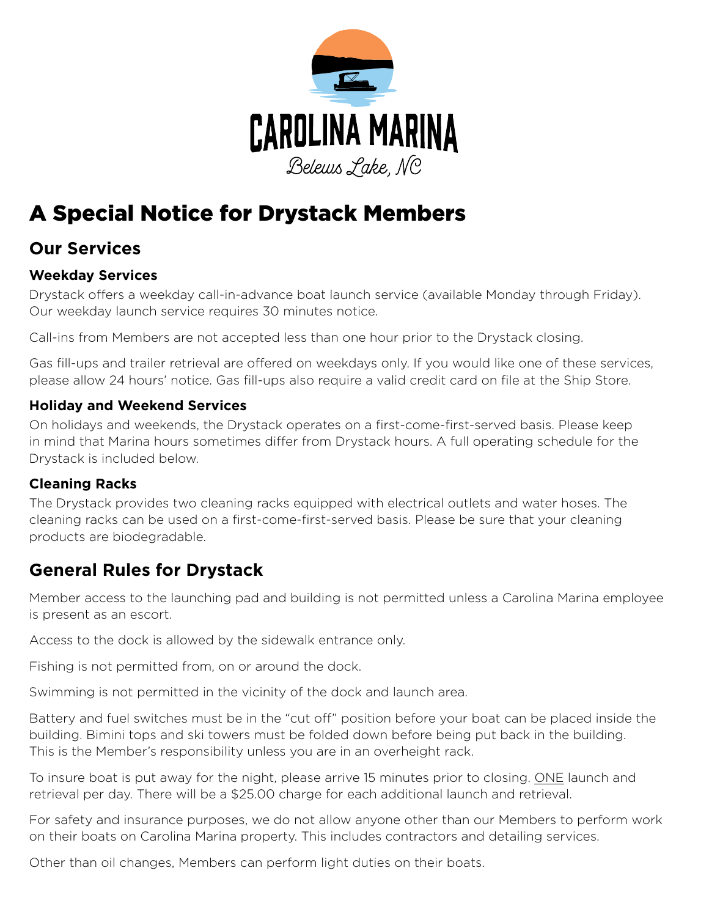CAROLINA MARINA

Belews Lake, NC

# A Special Notice for Drystack Members

## Our Services

### Weekday Services

Drystack offers a weekday call-in-advance boat launch service (available Monday through Friday). Our weekday launch service requires 30 minutes notice.

Call-ins from Members are not accepted less than one hour prior to the Drystack closing.

Gas fill-ups and trailer retrieval are offered on weekdays only. If you would like one of these services, please allow 24 hours' notice. Gas fill-ups also require a valid credit card on file at the Ship Store.

### Holiday and Weekend Services

On holidays and weekends, the Drystack operates on a first-come-first-served basis. Please keep in mind that Marina hours sometimes differ from Drystack hours. A full operating schedule for the Drystack is included below.

### Cleaning Racks

The Drystack provides two cleaning racks equipped with electrical outlets and water hoses. The cleaning racks can be used on a first-come-first-served basis. Please be sure that your cleaning products are biodegradable.

## General Rules for Drystack

Member access to the launching pad and building is not permitted unless a Carolina Marina employee is present as an escort.

Access to the dock is allowed by the sidewalk entrance only.

Fishing is not permitted from, on or around the dock.

Swimming is not permitted in the vicinity of the dock and launch area.

Battery and fuel switches must be in the "cut off" position before your boat can be placed inside the building. Bimini tops and ski towers must be folded down before being put back in the building. This is the Member's responsibility unless you are in an overheight rack.

To insure boat is put away for the night, please arrive 15 minutes prior to closing. ONE launch and retrieval per day. There will be a $25.00 charge for each additional launch and retrieval.

For safety and insurance purposes, we do not allow anyone other than our Members to perform work on their boats on Carolina Marina property. This includes contractors and detailing services.

Other than oil changes, Members can perform light duties on their boats.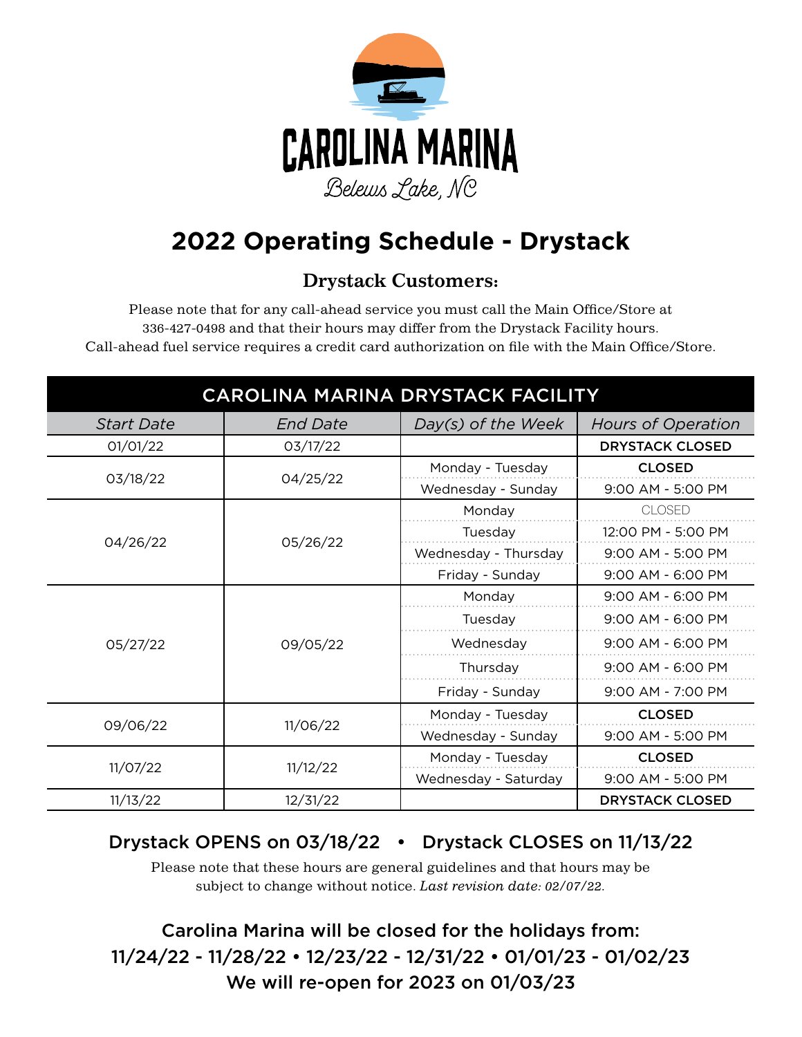# CAROLINA MARINA

Belews Lake, NC

## 2022 Operating Schedule - Drystack

### Drystack Customers:

Please note that for any call-ahead service you must call the Main Office/Store at 336-427-0498 and that their hours may differ from the Drystack Facility hours. Call-ahead fuel service requires a credit card authorization on file with the Main Office/Store.

| CAROLINA MARINA DRYSTACK FACILITY | | | |
|---|---|---|---|
| *Start Date* | *End Date* | *Day(s) of the Week* | *Hours of Operation* |
| 01/01/22 | 03/17/22 | | **DRYSTACK CLOSED** |
| 03/18/22 | 04/25/22 | Monday - Tuesday | **CLOSED** |
| | | Wednesday - Sunday | 9:00 AM - 5:00 PM |
| 04/26/22 | 05/26/22 | Monday | CLOSED |
| | | Tuesday | 12:00 PM - 5:00 PM |
| | | Wednesday - Thursday | 9:00 AM - 5:00 PM |
| | | Friday - Sunday | 9:00 AM - 6:00 PM |
| 05/27/22 | 09/05/22 | Monday | 9:00 AM - 6:00 PM |
| | | Tuesday | 9:00 AM - 6:00 PM |
| | | Wednesday | 9:00 AM - 6:00 PM |
| | | Thursday | 9:00 AM - 6:00 PM |
| | | Friday - Sunday | 9:00 AM - 7:00 PM |
| 09/06/22 | 11/06/22 | Monday - Tuesday | **CLOSED** |
| | | Wednesday - Sunday | 9:00 AM - 5:00 PM |
| 11/07/22 | 11/12/22 | Monday - Tuesday | **CLOSED** |
| | | Wednesday - Saturday | 9:00 AM - 5:00 PM |
| 11/13/22 | 12/31/22 | | **DRYSTACK CLOSED** |

Drystack OPENS on 03/18/22 • Drystack CLOSES on 11/13/22

Please note that these hours are general guidelines and that hours may be subject to change without notice. *Last revision date: 02/07/22.*

Carolina Marina will be closed for the holidays from:
11/24/22 - 11/28/22 • 12/23/22 - 12/31/22 • 01/01/23 - 01/02/23
We will re-open for 2023 on 01/03/23